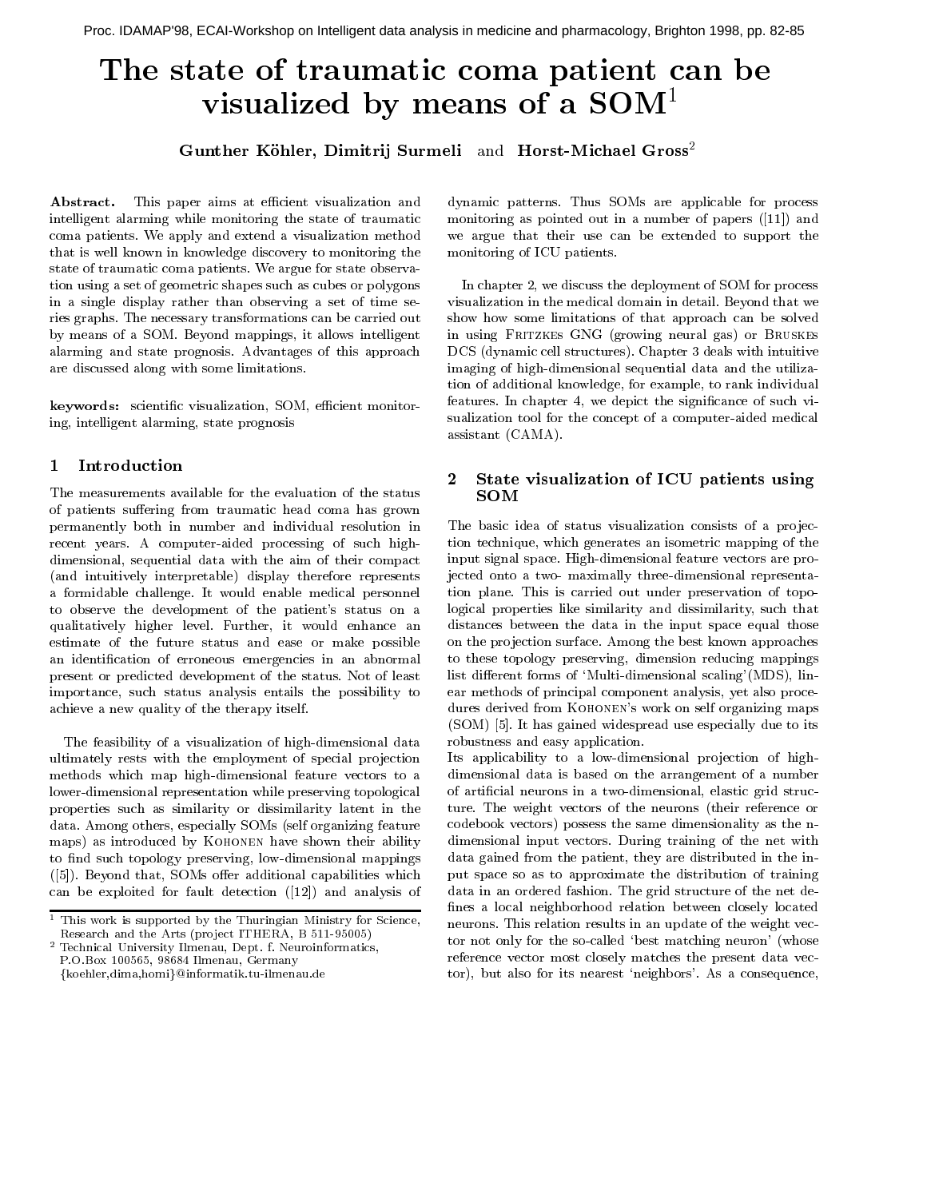# The state of traumatic coma patient can be visualized by means of a SOM[1]

**Gunther Köhler, Dimitrij Surmeli** and **Horst-Michael Gross**[2]

**Abstract.** This paper aims at efficient visualization and intelligent alarming while monitoring the state of traumatic coma patients. We apply and extend a visualization method that is well known in knowledge discovery to monitoring the state of traumatic coma patients. We argue for state observation using a set of geometric shapes such as cubes or polygons in a single display rather than observing a set of time series graphs. The necessary transformations can be carried out by means of a SOM. Beyond mappings, it allows intelligent alarming and state prognosis. Advantages of this approach are discussed along with some limitations.

**keywords:** scientific visualization, SOM, efficient monitoring, intelligent alarming, state prognosis

## 1 Introduction

The measurements available for the evaluation of the status of patients suffering from traumatic head coma has grown permanently both in number and individual resolution in recent years. A computer-aided processing of such high-dimensional, sequential data with the aim of their compact (and intuitively interpretable) display therefore represents a formidable challenge. It would enable medical personnel to observe the development of the patient's status on a qualitatively higher level. Further, it would enhance an estimate of the future status and ease or make possible an identification of erroneous emergencies in an abnormal present or predicted development of the status. Not of least importance, such status analysis entails the possibility to achieve a new quality of the therapy itself.

The feasibility of a visualization of high-dimensional data ultimately rests with the employment of special projection methods which map high-dimensional feature vectors to a lower-dimensional representation while preserving topological properties such as similarity or dissimilarity latent in the data. Among others, especially SOMs (self organizing feature maps) as introduced by Kohonen have shown their ability to find such topology preserving, low-dimensional mappings ([5]). Beyond that, SOMs offer additional capabilities which can be exploited for fault detection ([12]) and analysis of dynamic patterns. Thus SOMs are applicable for process monitoring as pointed out in a number of papers ([11]) and we argue that their use can be extended to support the monitoring of ICU patients.

In chapter 2, we discuss the deployment of SOM for process visualization in the medical domain in detail. Beyond that we show how some limitations of that approach can be solved in using Fritzkes GNG (growing neural gas) or Bruskes DCS (dynamic cell structures). Chapter 3 deals with intuitive imaging of high-dimensional sequential data and the utilization of additional knowledge, for example, to rank individual features. In chapter 4, we depict the significance of such visualization tool for the concept of a computer-aided medical assistant (CAMA).

## 2 State visualization of ICU patients using SOM

The basic idea of status visualization consists of a projection technique, which generates an isometric mapping of the input signal space. High-dimensional feature vectors are projected onto a two- maximally three-dimensional representation plane. This is carried out under preservation of topological properties like similarity and dissimilarity, such that distances between the data in the input space equal those on the projection surface. Among the best known approaches to these topology preserving, dimension reducing mappings list different forms of 'Multi-dimensional scaling'(MDS), linear methods of principal component analysis, yet also procedures derived from Kohonen's work on self organizing maps (SOM) [5]. It has gained widespread use especially due to its robustness and easy application.

Its applicability to a low-dimensional projection of high-dimensional data is based on the arrangement of a number of artificial neurons in a two-dimensional, elastic grid structure. The weight vectors of the neurons (their reference or codebook vectors) possess the same dimensionality as the n-dimensional input vectors. During training of the net with data gained from the patient, they are distributed in the input space so as to approximate the distribution of training data in an ordered fashion. The grid structure of the net defines a local neighborhood relation between closely located neurons. This relation results in an update of the weight vector not only for the so-called 'best matching neuron' (whose reference vector most closely matches the present data vector), but also for its nearest 'neighbors'. As a consequence,

---

[1] This work is supported by the Thuringian Ministry for Science, Research and the Arts (project ITHERA, B 511-95005)

[2] Technical University Ilmenau, Dept. f. Neuroinformatics, P.O.Box 100565, 98684 Ilmenau, Germany {koehler,dima,homi}@informatik.tu-ilmenau.de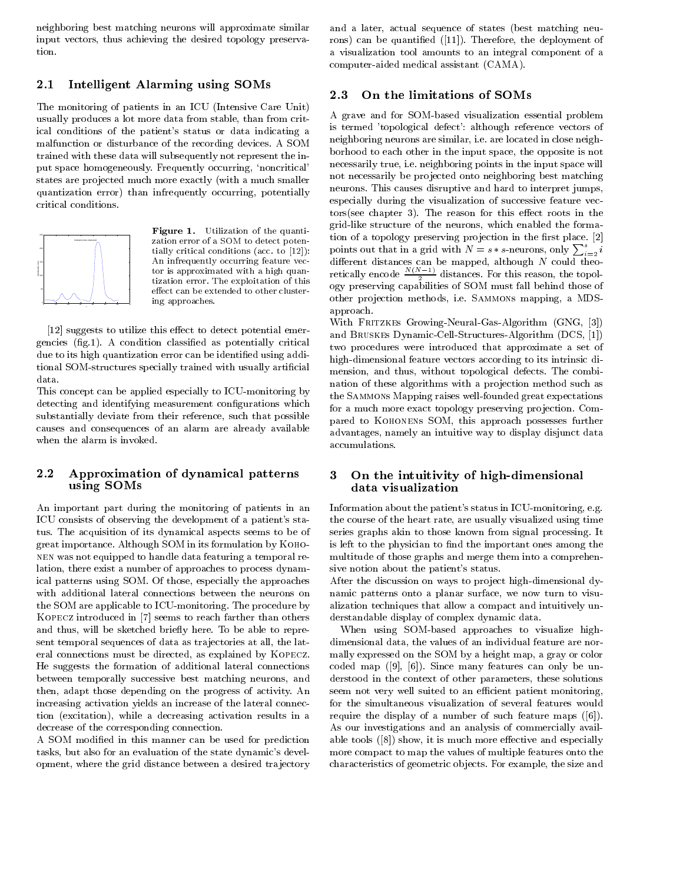neighboring best matching neurons will approximate similar input vectors, thus achieving the desired topology preservation.

### 2.1 Intelligent Alarming using SOMs

The monitoring of patients in an ICU (Intensive Care Unit) usually produces a lot more data from stable, than from critical conditions of the patient's status or data indicating a malfunction or disturbance of the recording devices. A SOM trained with these data will subsequently not represent the input space homogeneously. Frequently occurring, 'noncritical' states are projected much more exactly (with a much smaller quantization error) than infrequently occurring, potentially critical conditions.

**Figure 1.** Utilization of the quantization error of a SOM to detect potentially critical conditions (acc. to [12]): An infrequently occurring feature vector is approximated with a high quantization error. The exploitation of this effect can be extended to other clustering approaches.

[12] suggests to utilize this effect to detect potential emergencies (fig.1). A condition classified as potentially critical due to its high quantization error can be identified using additional SOM-structures specially trained with usually artificial data.

This concept can be applied especially to ICU-monitoring by detecting and identifying measurement configurations which substantially deviate from their reference, such that possible causes and consequences of an alarm are already available when the alarm is invoked.

### 2.2 Approximation of dynamical patterns using SOMs

An important part during the monitoring of patients in an ICU consists of observing the development of a patient's status. The acquisition of its dynamical aspects seems to be of great importance. Although SOM in its formulation by Kohonen was not equipped to handle data featuring a temporal relation, there exist a number of approaches to process dynamical patterns using SOM. Of those, especially the approaches with additional lateral connections between the neurons on the SOM are applicable to ICU-monitoring. The procedure by Kopecz introduced in [7] seems to reach farther than others and thus, will be sketched briefly here. To be able to represent temporal sequences of data as trajectories at all, the lateral connections must be directed, as explained by Kopecz. He suggests the formation of additional lateral connections between temporally successive best matching neurons, and then, adapt those depending on the progress of activity. An increasing activation yields an increase of the lateral connection (excitation), while a decreasing activation results in a decrease of the corresponding connection.

A SOM modified in this manner can be used for prediction tasks, but also for an evaluation of the state dynamic's development, where the grid distance between a desired trajectory and a later, actual sequence of states (best matching neurons) can be quantified ([11]). Therefore, the deployment of a visualization tool amounts to an integral component of a computer-aided medical assistant (CAMA).

### 2.3 On the limitations of SOMs

A grave and for SOM-based visualization essential problem is termed 'topological defect': although reference vectors of neighboring neurons are similar, i.e. are located in close neighborhood to each other in the input space, the opposite is not necessarily true, i.e. neighboring points in the input space will not necessarily be projected onto neighboring best matching neurons. This causes disruptive and hard to interpret jumps, especially during the visualization of successive feature vectors(see chapter 3). The reason for this effect roots in the grid-like structure of the neurons, which enabled the formation of a topology preserving projection in the first place. [2] points out that in a grid with $N = s * s$-neurons, only $\sum_{i=2}^{s} i$ different distances can be mapped, although $N$ could theoretically encode $\frac{N(N-1)}{2}$ distances. For this reason, the topology preserving capabilities of SOM must fall behind those of other projection methods, i.e. Sammons mapping, a MDS-approach.

With Fritzkes Growing-Neural-Gas-Algorithm (GNG, [3]) and Bruskes Dynamic-Cell-Structures-Algorithm (DCS, [1]) two procedures were introduced that approximate a set of high-dimensional feature vectors according to its intrinsic dimension, and thus, without topological defects. The combination of these algorithms with a projection method such as the Sammons Mapping raises well-founded great expectations for a much more exact topology preserving projection. Compared to Kohonens SOM, this approach possesses further advantages, namely an intuitive way to display disjunct data accumulations.

## 3 On the intuitivity of high-dimensional data visualization

Information about the patient's status in ICU-monitoring, e.g. the course of the heart rate, are usually visualized using time series graphs akin to those known from signal processing. It is left to the physician to find the important ones among the multitude of those graphs and merge them into a comprehensive notion about the patient's status.

After the discussion on ways to project high-dimensional dynamic patterns onto a planar surface, we now turn to visualization techniques that allow a compact and intuitively understandable display of complex dynamic data.

When using SOM-based approaches to visualize high-dimensional data, the values of an individual feature are normally expressed on the SOM by a height map, a gray or color coded map ([9], [6]). Since many features can only be understood in the context of other parameters, these solutions seem not very well suited to an efficient patient monitoring, for the simultaneous visualization of several features would require the display of a number of such feature maps ([6]). As our investigations and an analysis of commercially available tools ([8]) show, it is much more effective and especially more compact to map the values of multiple features onto the characteristics of geometric objects. For example, the size and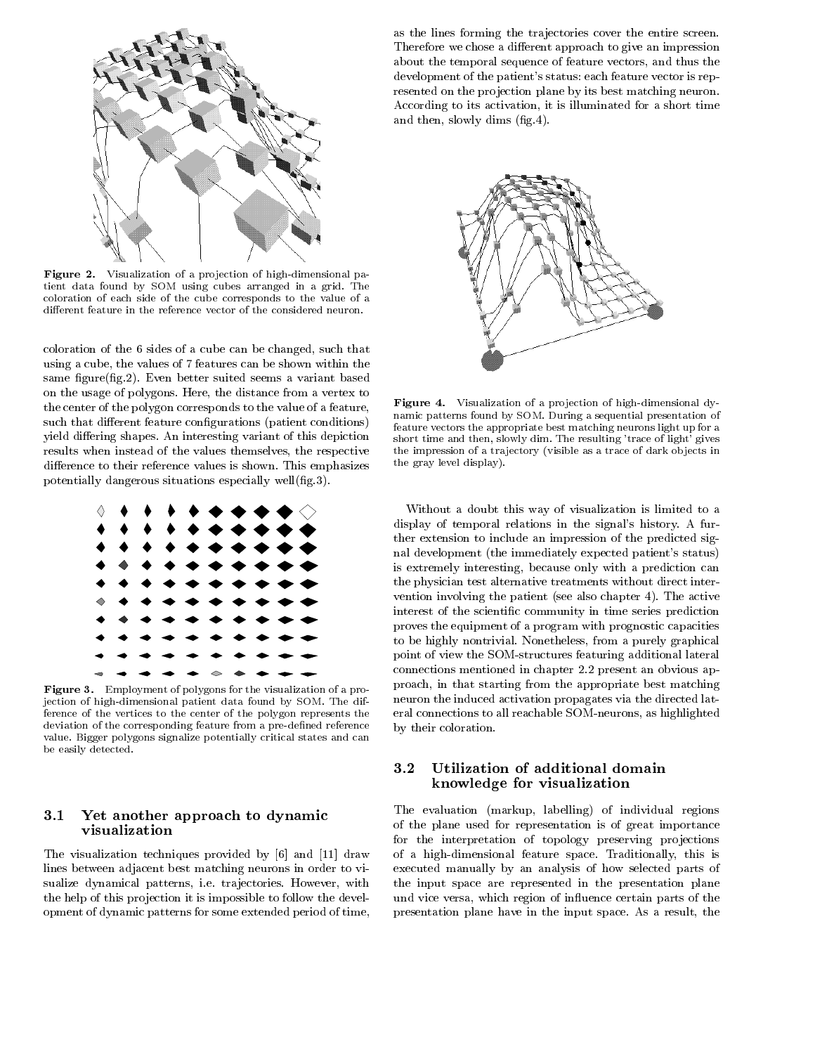Figure 2. Visualization of a projection of high-dimensional patient data found by SOM using cubes arranged in a grid. The coloration of each side of the cube corresponds to the value of a different feature in the reference vector of the considered neuron.

coloration of the 6 sides of a cube can be changed, such that using a cube, the values of 7 features can be shown within the same figure(fig.2). Even better suited seems a variant based on the usage of polygons. Here, the distance from a vertex to the center of the polygon corresponds to the value of a feature, such that different feature configurations (patient conditions) yield differing shapes. An interesting variant of this depiction results when instead of the values themselves, the respective difference to their reference values is shown. This emphasizes potentially dangerous situations especially well(fig.3).

Figure 3. Employment of polygons for the visualization of a projection of high-dimensional patient data found by SOM. The difference of the vertices to the center of the polygon represents the deviation of the corresponding feature from a pre-defined reference value. Bigger polygons signalize potentially critical states and can be easily detected.

### 3.1 Yet another approach to dynamic visualization

The visualization techniques provided by [6] and [11] draw lines between adjacent best matching neurons in order to visualize dynamical patterns, i.e. trajectories. However, with the help of this projection it is impossible to follow the development of dynamic patterns for some extended period of time, as the lines forming the trajectories cover the entire screen. Therefore we chose a different approach to give an impression about the temporal sequence of feature vectors, and thus the development of the patient's status: each feature vector is represented on the projection plane by its best matching neuron. According to its activation, it is illuminated for a short time and then, slowly dims (fig.4).

Figure 4. Visualization of a projection of high-dimensional dynamic patterns found by SOM. During a sequential presentation of feature vectors the appropriate best matching neurons light up for a short time and then, slowly dim. The resulting 'trace of light' gives the impression of a trajectory (visible as a trace of dark objects in the gray level display).

Without a doubt this way of visualization is limited to a display of temporal relations in the signal's history. A further extension to include an impression of the predicted signal development (the immediately expected patient's status) is extremely interesting, because only with a prediction can the physician test alternative treatments without direct intervention involving the patient (see also chapter 4). The active interest of the scientific community in time series prediction proves the equipment of a program with prognostic capacities to be highly nontrivial. Nonetheless, from a purely graphical point of view the SOM-structures featuring additional lateral connections mentioned in chapter 2.2 present an obvious approach, in that starting from the appropriate best matching neuron the induced activation propagates via the directed lateral connections to all reachable SOM-neurons, as highlighted by their coloration.

### 3.2 Utilization of additional domain knowledge for visualization

The evaluation (markup, labelling) of individual regions of the plane used for representation is of great importance for the interpretation of topology preserving projections of a high-dimensional feature space. Traditionally, this is executed manually by an analysis of how selected parts of the input space are represented in the presentation plane und vice versa, which region of influence certain parts of the presentation plane have in the input space. As a result, the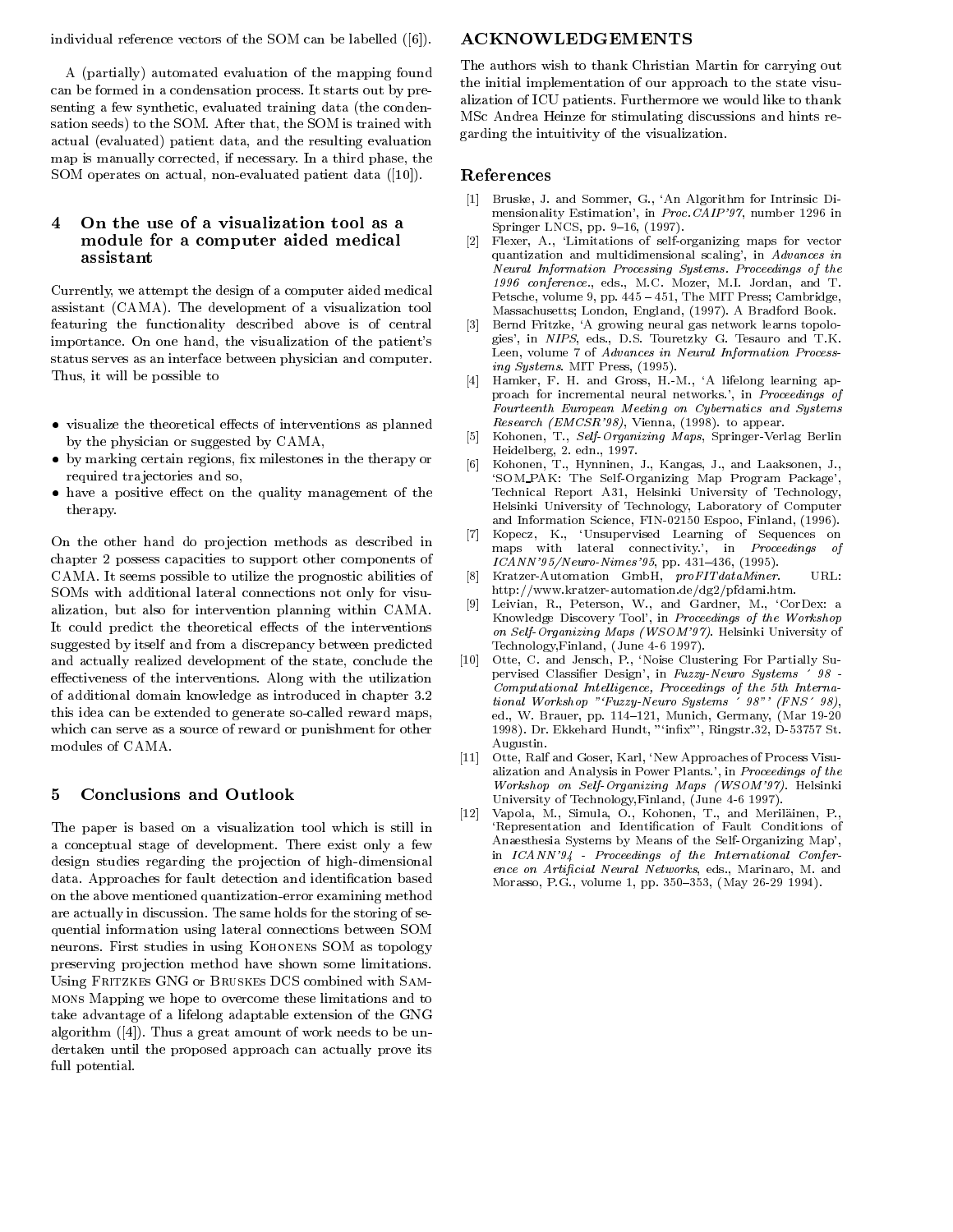individual reference vectors of the SOM can be labelled ([6]).

A (partially) automated evaluation of the mapping found can be formed in a condensation process. It starts out by presenting a few synthetic, evaluated training data (the condensation seeds) to the SOM. After that, the SOM is trained with actual (evaluated) patient data, and the resulting evaluation map is manually corrected, if necessary. In a third phase, the SOM operates on actual, non-evaluated patient data ([10]).

## 4 On the use of a visualization tool as a module for a computer aided medical assistant

Currently, we attempt the design of a computer aided medical assistant (CAMA). The development of a visualization tool featuring the functionality described above is of central importance. On one hand, the visualization of the patient's status serves as an interface between physician and computer. Thus, it will be possible to

- visualize the theoretical effects of interventions as planned by the physician or suggested by CAMA,
- by marking certain regions, fix milestones in the therapy or required trajectories and so,
- have a positive effect on the quality management of the therapy.

On the other hand do projection methods as described in chapter 2 possess capacities to support other components of CAMA. It seems possible to utilize the prognostic abilities of SOMs with additional lateral connections not only for visualization, but also for intervention planning within CAMA. It could predict the theoretical effects of the interventions suggested by itself and from a discrepancy between predicted and actually realized development of the state, conclude the effectiveness of the interventions. Along with the utilization of additional domain knowledge as introduced in chapter 3.2 this idea can be extended to generate so-called reward maps, which can serve as a source of reward or punishment for other modules of CAMA.

## 5 Conclusions and Outlook

The paper is based on a visualization tool which is still in a conceptual stage of development. There exist only a few design studies regarding the projection of high-dimensional data. Approaches for fault detection and identification based on the above mentioned quantization-error examining method are actually in discussion. The same holds for the storing of sequential information using lateral connections between SOM neurons. First studies in using Kohonens SOM as topology preserving projection method have shown some limitations. Using Fritzkes GNG or Bruskes DCS combined with Sammons Mapping we hope to overcome these limitations and to take advantage of a lifelong adaptable extension of the GNG algorithm ([4]). Thus a great amount of work needs to be undertaken until the proposed approach can actually prove its full potential.

## ACKNOWLEDGEMENTS

The authors wish to thank Christian Martin for carrying out the initial implementation of our approach to the state visualization of ICU patients. Furthermore we would like to thank MSc Andrea Heinze for stimulating discussions and hints regarding the intuitivity of the visualization.

## References

[1] Bruske, J. and Sommer, G., 'An Algorithm for Intrinsic Dimensionality Estimation', in *Proc.CAIP'97*, number 1296 in Springer LNCS, pp. 9–16, (1997).

[2] Flexer, A., 'Limitations of self-organizing maps for vector quantization and multidimensional scaling', in *Advances in Neural Information Processing Systems. Proceedings of the 1996 conference.*, eds., M.C. Mozer, M.I. Jordan, and T. Petsche, volume 9, pp. 445 – 451, The MIT Press; Cambridge, Massachusetts; London, England, (1997). A Bradford Book.

[3] Bernd Fritzke, 'A growing neural gas network learns topologies', in *NIPS*, eds., D.S. Touretzky G. Tesauro and T.K. Leen, volume 7 of *Advances in Neural Information Processing Systems*. MIT Press, (1995).

[4] Hamker, F. H. and Gross, H.-M., 'A lifelong learning approach for incremental neural networks.', in *Proceedings of Fourteenth European Meeting on Cybernetics and Systems Research (EMCSR'98)*, Vienna, (1998). to appear.

[5] Kohonen, T., *Self-Organizing Maps*, Springer-Verlag Berlin Heidelberg, 2. edn., 1997.

[6] Kohonen, T., Hynninen, J., Kangas, J., and Laaksonen, J., 'SOM_PAK: The Self-Organizing Map Program Package', Technical Report A31, Helsinki University of Technology, Helsinki University of Technology, Laboratory of Computer and Information Science, FIN-02150 Espoo, Finland, (1996).

[7] Kopecz, K., 'Unsupervised Learning of Sequences on maps with lateral connectivity.', in *Proceedings of ICANN'95/Neuro-Nimes'95*, pp. 431–436, (1995).

[8] Kratzer-Automation GmbH, *proFITdataMiner*. URL: http://www.kratzer-automation.de/dg2/pfdami.htm.

[9] Leivian, R., Peterson, W., and Gardner, M., 'CorDex: a Knowledge Discovery Tool', in *Proceedings of the Workshop on Self-Organizing Maps (WSOM'97)*. Helsinki University of Technology,Finland, (June 4-6 1997).

[10] Otte, C. and Jensch, P., 'Noise Clustering For Partially Supervised Classifier Design', in *Fuzzy-Neuro Systems ´ 98 - Computational Intelligence, Proceedings of the 5th International Workshop "'Fuzzy-Neuro Systems ´ 98"' (FNS´ 98)*, ed., W. Brauer, pp. 114–121, Munich, Germany, (Mar 19-20 1998). Dr. Ekkehard Hundt, "'infix"', Ringstr.32, D-53757 St. Augustin.

[11] Otte, Ralf and Goser, Karl, 'New Approaches of Process Visualization and Analysis in Power Plants.', in *Proceedings of the Workshop on Self-Organizing Maps (WSOM'97)*. Helsinki University of Technology,Finland, (June 4-6 1997).

[12] Vapola, M., Simula, O., Kohonen, T., and Meriläinen, P., 'Representation and Identification of Fault Conditions of Anaesthesia Systems by Means of the Self-Organizing Map', in *ICANN'94 - Proceedings of the International Conference on Artificial Neural Networks*, eds., Marinaro, M. and Morasso, P.G., volume 1, pp. 350–353, (May 26-29 1994).